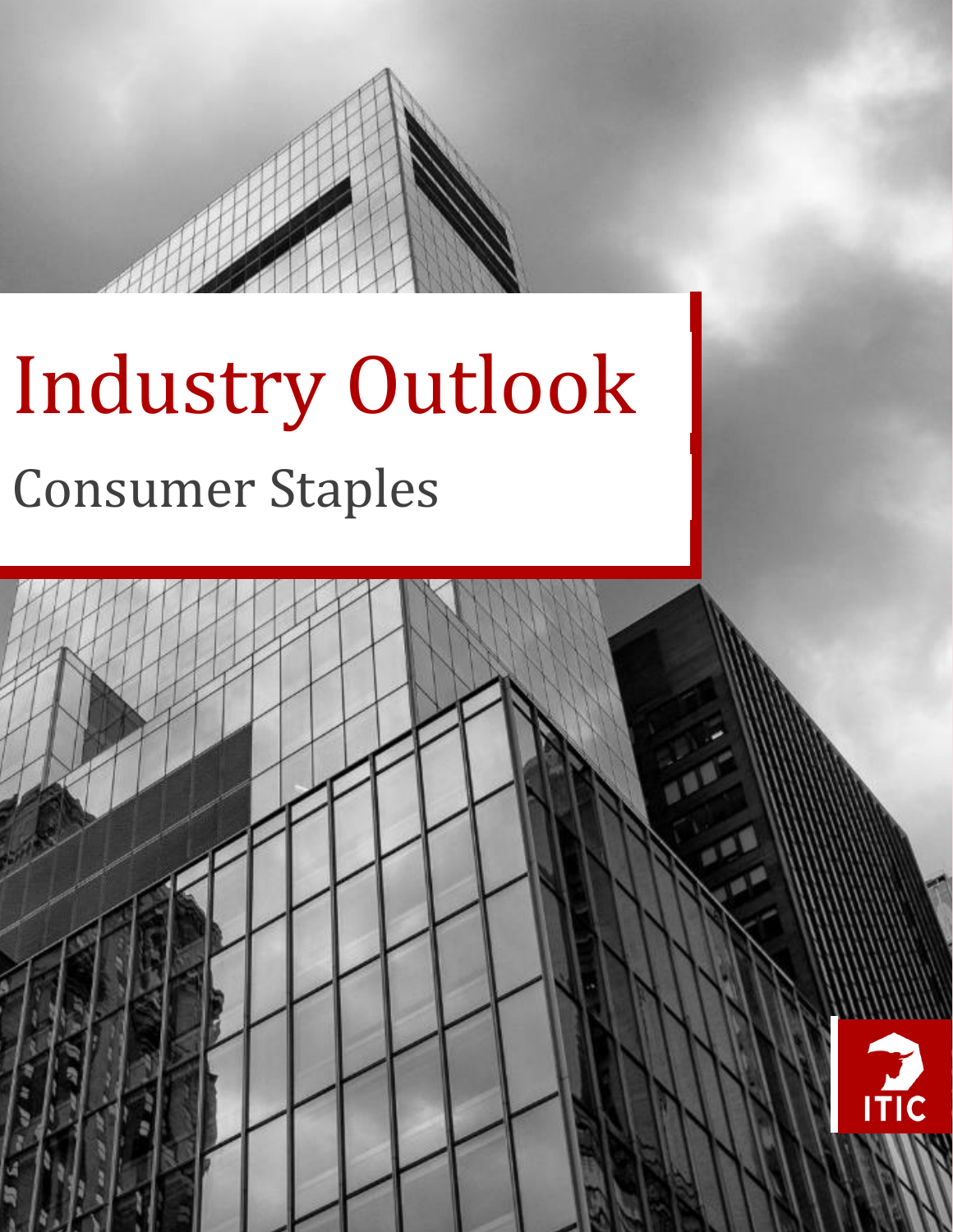# Industry Outlook

## Consumer Staples

ITIC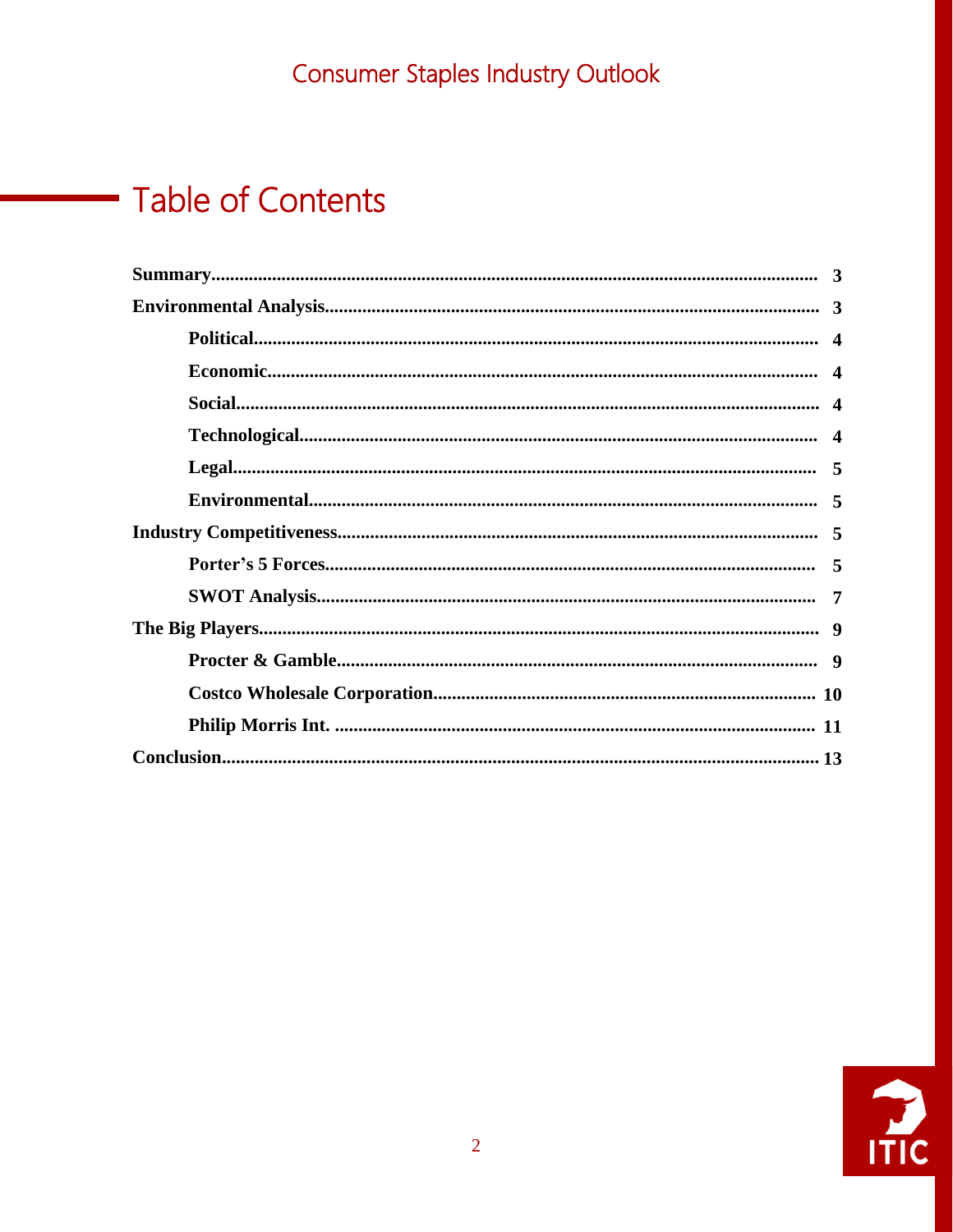# Table of Contents

**Summary**................................................................................................................ **3**

**Environmental Analysis**........................................................................................ **3**

- **Political**....................................................................................................... **4**
- **Economic**.................................................................................................... **4**
- **Social**.......................................................................................................... **4**
- **Technological**............................................................................................. **4**
- **Legal**........................................................................................................... **5**
- **Environmental**........................................................................................... **5**

**Industry Competitiveness**...................................................................................... **5**

- **Porter's 5 Forces**........................................................................................ **5**
- **SWOT Analysis**.......................................................................................... **7**

**The Big Players**...................................................................................................... **9**

- **Procter & Gamble**...................................................................................... **9**
- **Costco Wholesale Corporation**................................................................. **10**
- **Philip Morris Int.** ....................................................................................... **11**

**Conclusion**............................................................................................................. **13**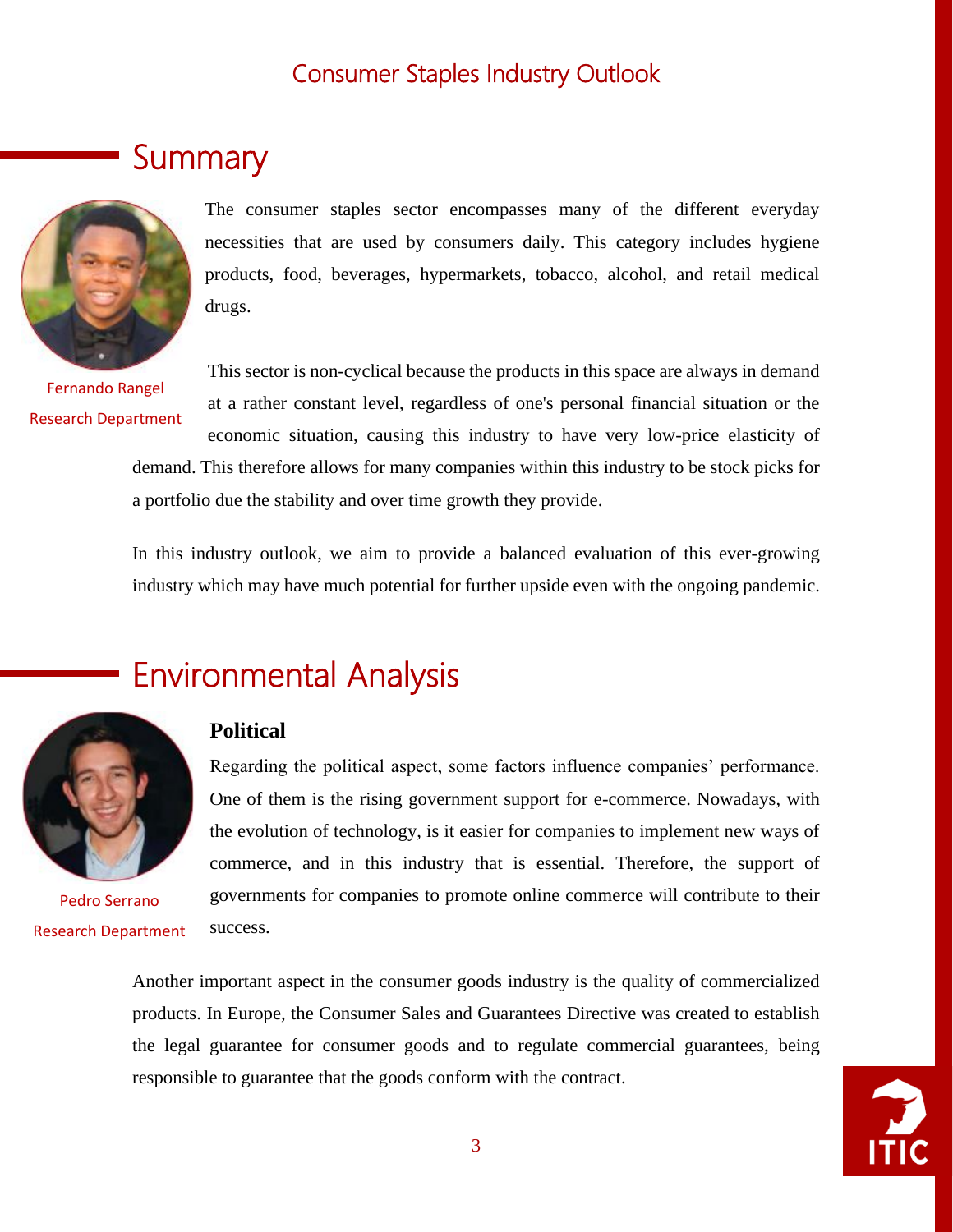## Summary

Fernando Rangel
Research Department

The consumer staples sector encompasses many of the different everyday necessities that are used by consumers daily. This category includes hygiene products, food, beverages, hypermarkets, tobacco, alcohol, and retail medical drugs.

This sector is non-cyclical because the products in this space are always in demand at a rather constant level, regardless of one's personal financial situation or the economic situation, causing this industry to have very low-price elasticity of demand. This therefore allows for many companies within this industry to be stock picks for a portfolio due the stability and over time growth they provide.

In this industry outlook, we aim to provide a balanced evaluation of this ever-growing industry which may have much potential for further upside even with the ongoing pandemic.

## Environmental Analysis

Pedro Serrano
Research Department

### Political

Regarding the political aspect, some factors influence companies' performance. One of them is the rising government support for e-commerce. Nowadays, with the evolution of technology, is it easier for companies to implement new ways of commerce, and in this industry that is essential. Therefore, the support of governments for companies to promote online commerce will contribute to their success.

Another important aspect in the consumer goods industry is the quality of commercialized products. In Europe, the Consumer Sales and Guarantees Directive was created to establish the legal guarantee for consumer goods and to regulate commercial guarantees, being responsible to guarantee that the goods conform with the contract.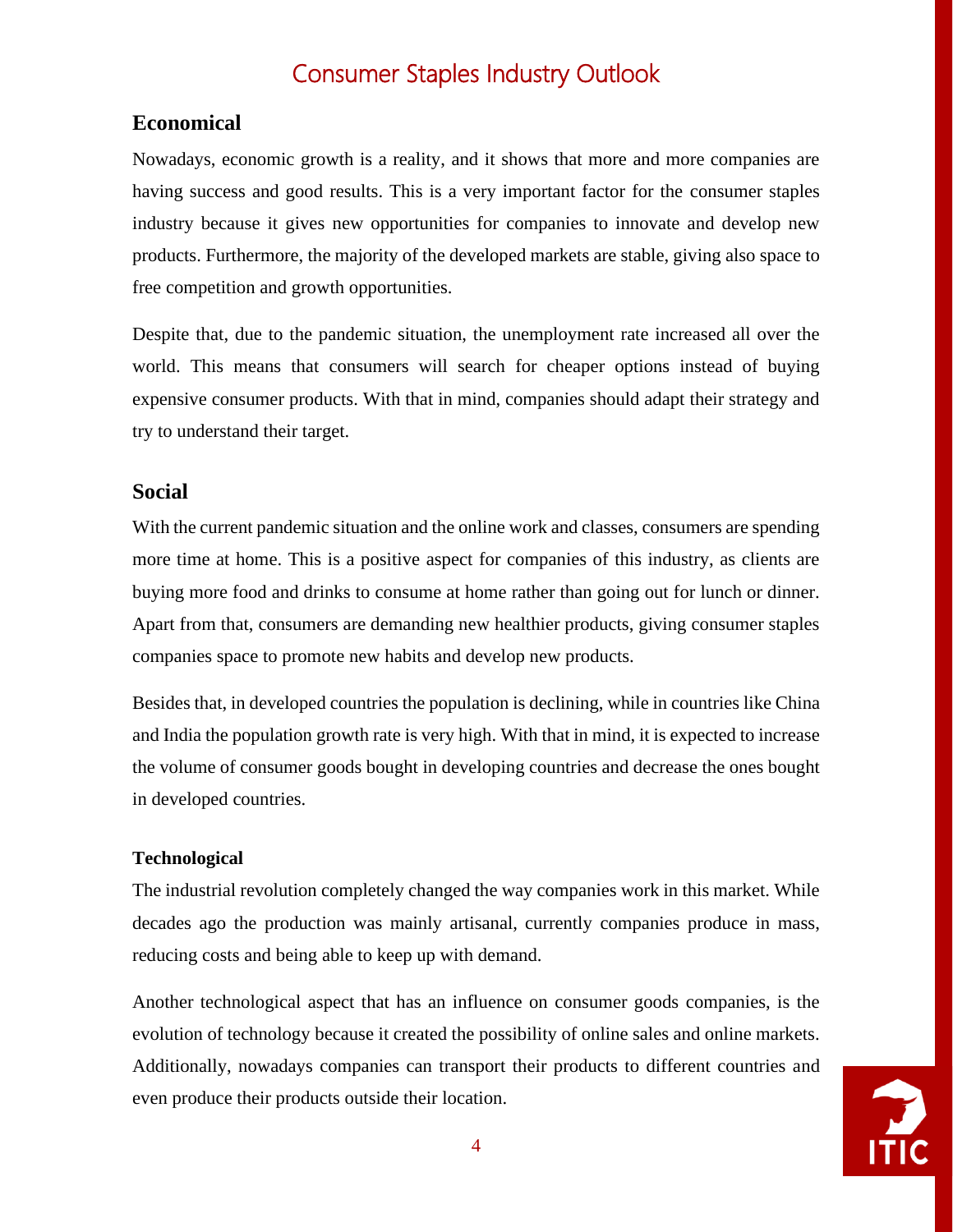# Consumer Staples Industry Outlook

## Economical

Nowadays, economic growth is a reality, and it shows that more and more companies are having success and good results. This is a very important factor for the consumer staples industry because it gives new opportunities for companies to innovate and develop new products. Furthermore, the majority of the developed markets are stable, giving also space to free competition and growth opportunities.

Despite that, due to the pandemic situation, the unemployment rate increased all over the world. This means that consumers will search for cheaper options instead of buying expensive consumer products. With that in mind, companies should adapt their strategy and try to understand their target.

## Social

With the current pandemic situation and the online work and classes, consumers are spending more time at home. This is a positive aspect for companies of this industry, as clients are buying more food and drinks to consume at home rather than going out for lunch or dinner. Apart from that, consumers are demanding new healthier products, giving consumer staples companies space to promote new habits and develop new products.

Besides that, in developed countries the population is declining, while in countries like China and India the population growth rate is very high. With that in mind, it is expected to increase the volume of consumer goods bought in developing countries and decrease the ones bought in developed countries.

### Technological

The industrial revolution completely changed the way companies work in this market. While decades ago the production was mainly artisanal, currently companies produce in mass, reducing costs and being able to keep up with demand.

Another technological aspect that has an influence on consumer goods companies, is the evolution of technology because it created the possibility of online sales and online markets. Additionally, nowadays companies can transport their products to different countries and even produce their products outside their location.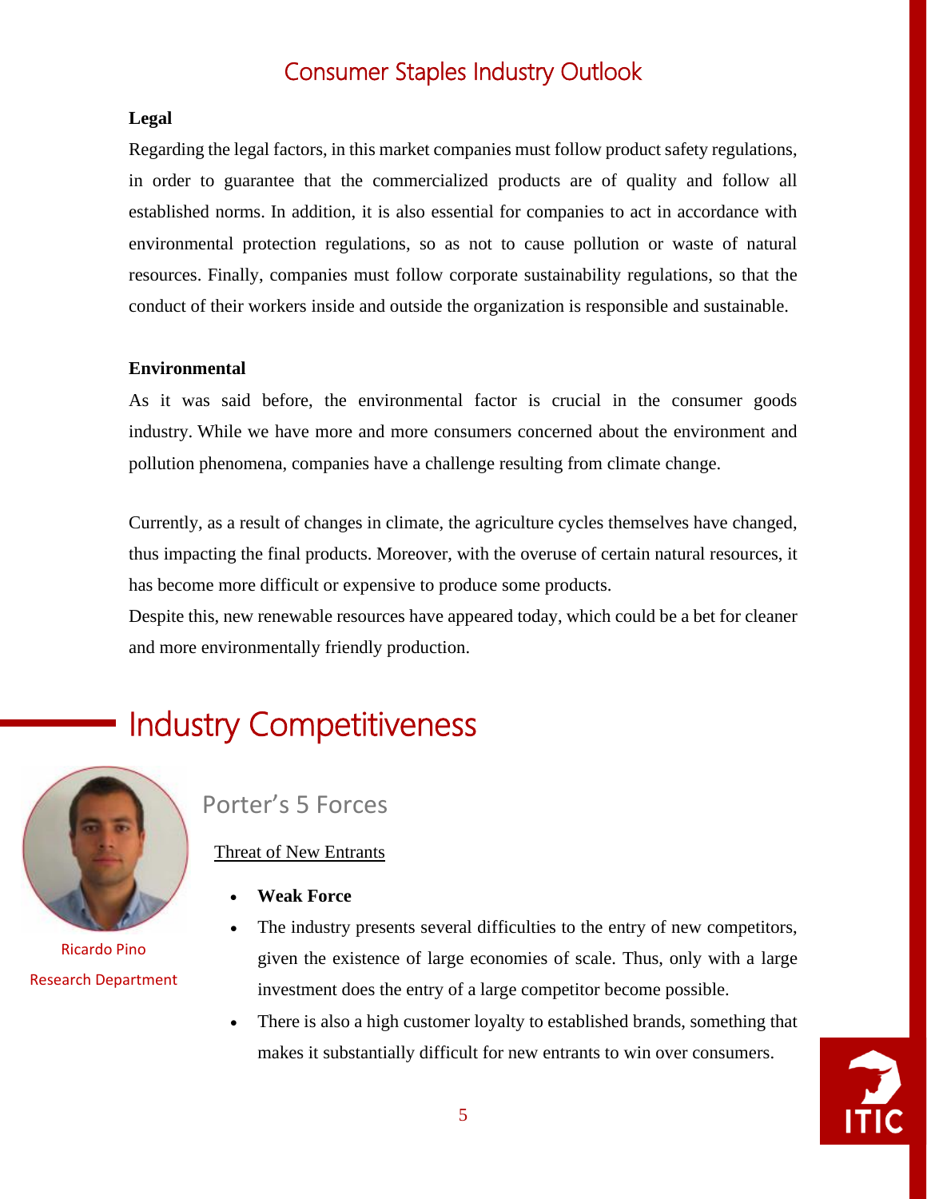**Legal**

Regarding the legal factors, in this market companies must follow product safety regulations, in order to guarantee that the commercialized products are of quality and follow all established norms. In addition, it is also essential for companies to act in accordance with environmental protection regulations, so as not to cause pollution or waste of natural resources. Finally, companies must follow corporate sustainability regulations, so that the conduct of their workers inside and outside the organization is responsible and sustainable.

**Environmental**

As it was said before, the environmental factor is crucial in the consumer goods industry. While we have more and more consumers concerned about the environment and pollution phenomena, companies have a challenge resulting from climate change.

Currently, as a result of changes in climate, the agriculture cycles themselves have changed, thus impacting the final products. Moreover, with the overuse of certain natural resources, it has become more difficult or expensive to produce some products.

Despite this, new renewable resources have appeared today, which could be a bet for cleaner and more environmentally friendly production.

# Industry Competitiveness

Ricardo Pino

Research Department

## Porter's 5 Forces

Threat of New Entrants

- **Weak Force**
- The industry presents several difficulties to the entry of new competitors, given the existence of large economies of scale. Thus, only with a large investment does the entry of a large competitor become possible.
- There is also a high customer loyalty to established brands, something that makes it substantially difficult for new entrants to win over consumers.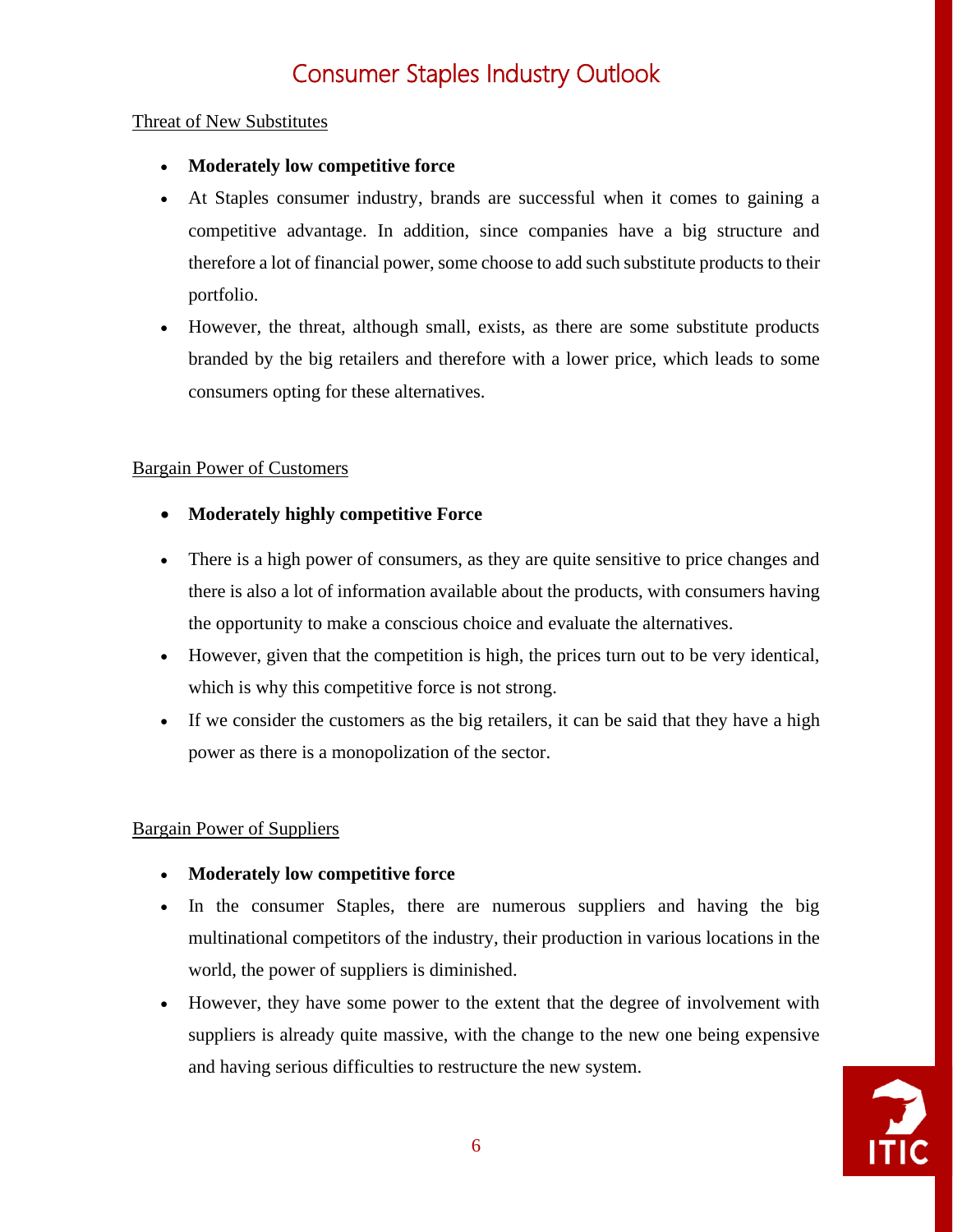# Consumer Staples Industry Outlook

Threat of New Substitutes

- **Moderately low competitive force**
- At Staples consumer industry, brands are successful when it comes to gaining a competitive advantage. In addition, since companies have a big structure and therefore a lot of financial power, some choose to add such substitute products to their portfolio.
- However, the threat, although small, exists, as there are some substitute products branded by the big retailers and therefore with a lower price, which leads to some consumers opting for these alternatives.

Bargain Power of Customers

- **Moderately highly competitive Force**
- There is a high power of consumers, as they are quite sensitive to price changes and there is also a lot of information available about the products, with consumers having the opportunity to make a conscious choice and evaluate the alternatives.
- However, given that the competition is high, the prices turn out to be very identical, which is why this competitive force is not strong.
- If we consider the customers as the big retailers, it can be said that they have a high power as there is a monopolization of the sector.

Bargain Power of Suppliers

- **Moderately low competitive force**
- In the consumer Staples, there are numerous suppliers and having the big multinational competitors of the industry, their production in various locations in the world, the power of suppliers is diminished.
- However, they have some power to the extent that the degree of involvement with suppliers is already quite massive, with the change to the new one being expensive and having serious difficulties to restructure the new system.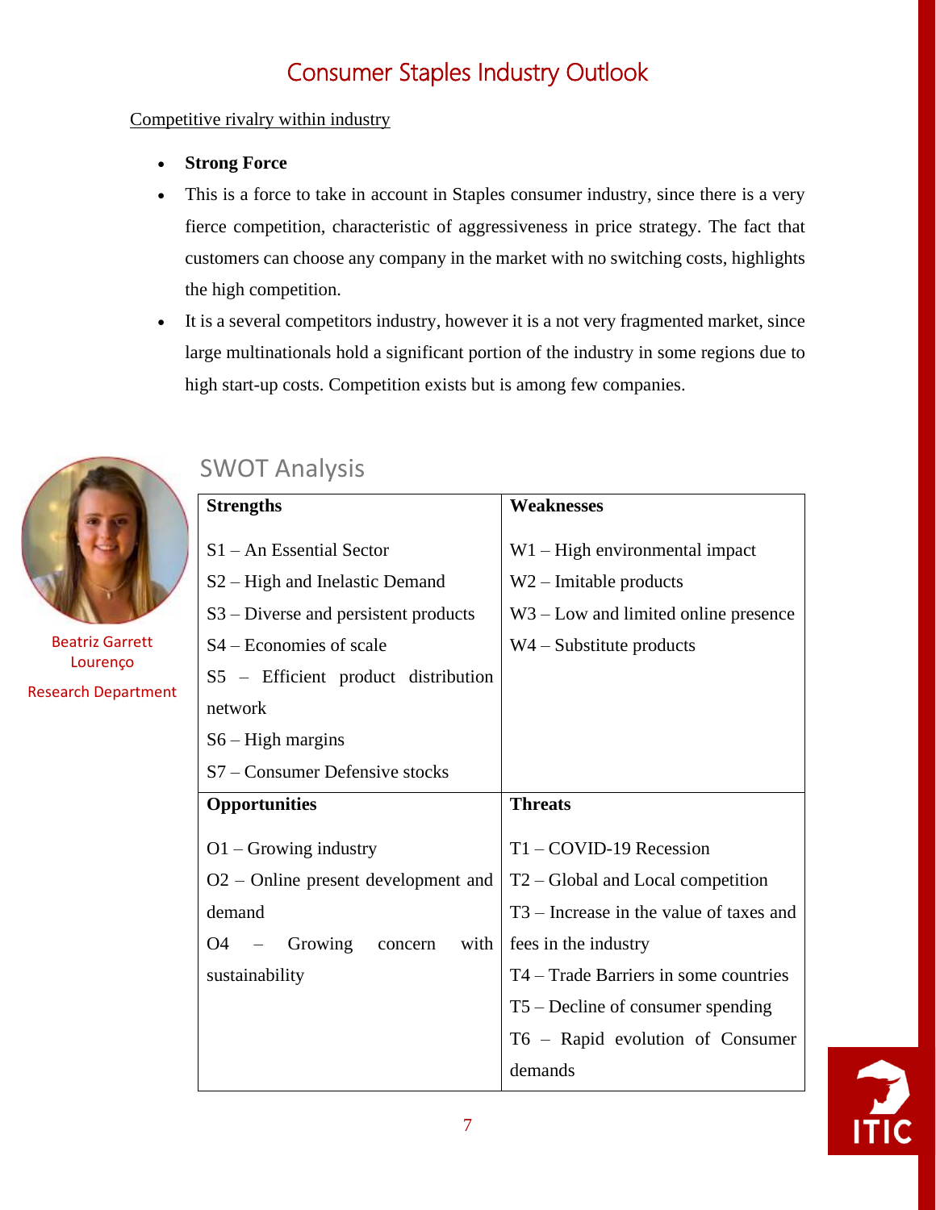# Consumer Staples Industry Outlook

Competitive rivalry within industry

- **Strong Force**
- This is a force to take in account in Staples consumer industry, since there is a very fierce competition, characteristic of aggressiveness in price strategy. The fact that customers can choose any company in the market with no switching costs, highlights the high competition.
- It is a several competitors industry, however it is a not very fragmented market, since large multinationals hold a significant portion of the industry in some regions due to high start-up costs. Competition exists but is among few companies.

Beatriz Garrett Lourenço

Research Department

## SWOT Analysis

| **Strengths** | **Weaknesses** |
|---|---|
| S1 – An Essential Sector<br>S2 – High and Inelastic Demand<br>S3 – Diverse and persistent products<br>S4 – Economies of scale<br>S5 – Efficient product distribution network<br>S6 – High margins<br>S7 – Consumer Defensive stocks | W1 – High environmental impact<br>W2 – Imitable products<br>W3 – Low and limited online presence<br>W4 – Substitute products |
| **Opportunities** | **Threats** |
| O1 – Growing industry<br>O2 – Online present development and demand<br>O4 – Growing concern with sustainability | T1 – COVID-19 Recession<br>T2 – Global and Local competition<br>T3 – Increase in the value of taxes and fees in the industry<br>T4 – Trade Barriers in some countries<br>T5 – Decline of consumer spending<br>T6 – Rapid evolution of Consumer demands |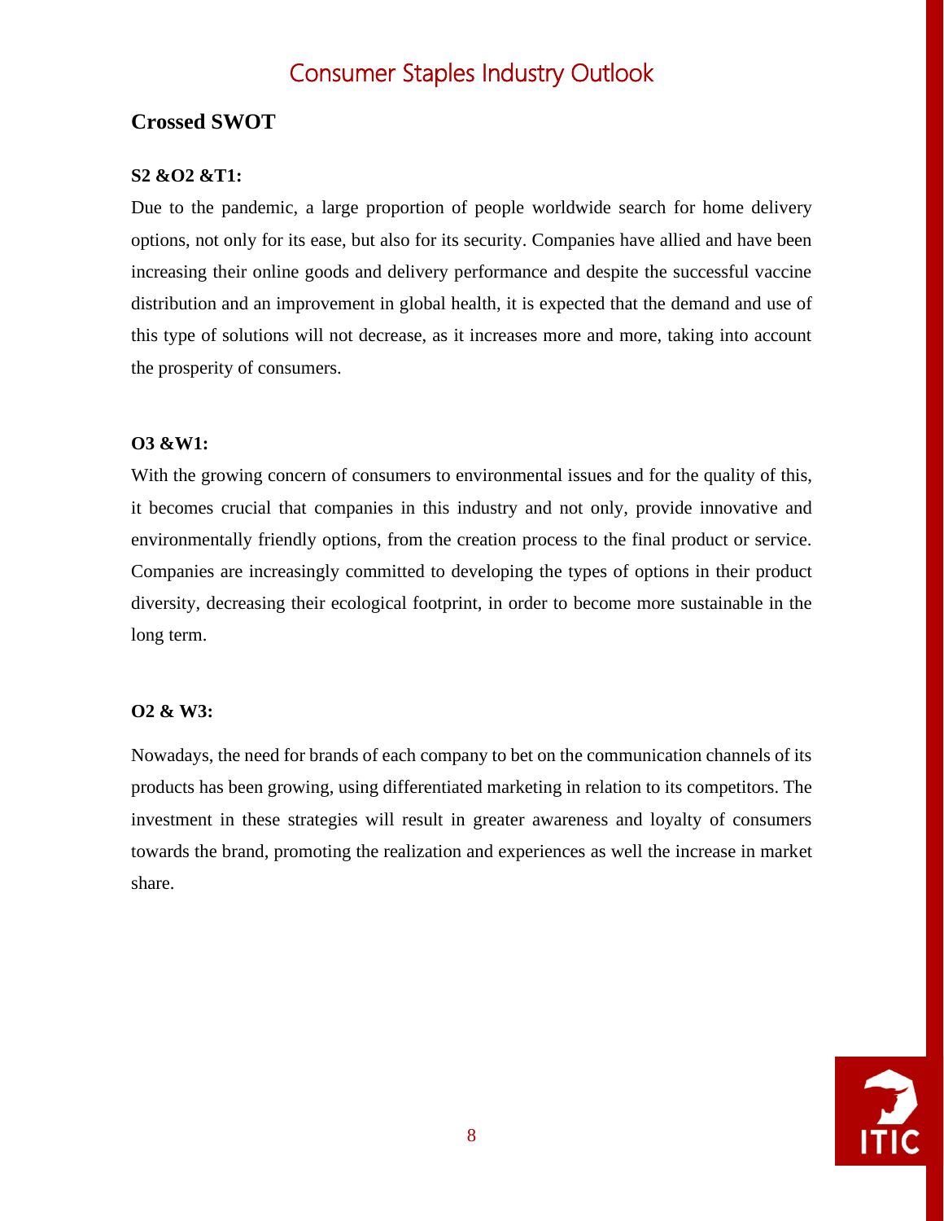## Crossed SWOT

**S2 &O2 &T1:**

Due to the pandemic, a large proportion of people worldwide search for home delivery options, not only for its ease, but also for its security. Companies have allied and have been increasing their online goods and delivery performance and despite the successful vaccine distribution and an improvement in global health, it is expected that the demand and use of this type of solutions will not decrease, as it increases more and more, taking into account the prosperity of consumers.

**O3 &W1:**

With the growing concern of consumers to environmental issues and for the quality of this, it becomes crucial that companies in this industry and not only, provide innovative and environmentally friendly options, from the creation process to the final product or service. Companies are increasingly committed to developing the types of options in their product diversity, decreasing their ecological footprint, in order to become more sustainable in the long term.

**O2 & W3:**

Nowadays, the need for brands of each company to bet on the communication channels of its products has been growing, using differentiated marketing in relation to its competitors. The investment in these strategies will result in greater awareness and loyalty of consumers towards the brand, promoting the realization and experiences as well the increase in market share.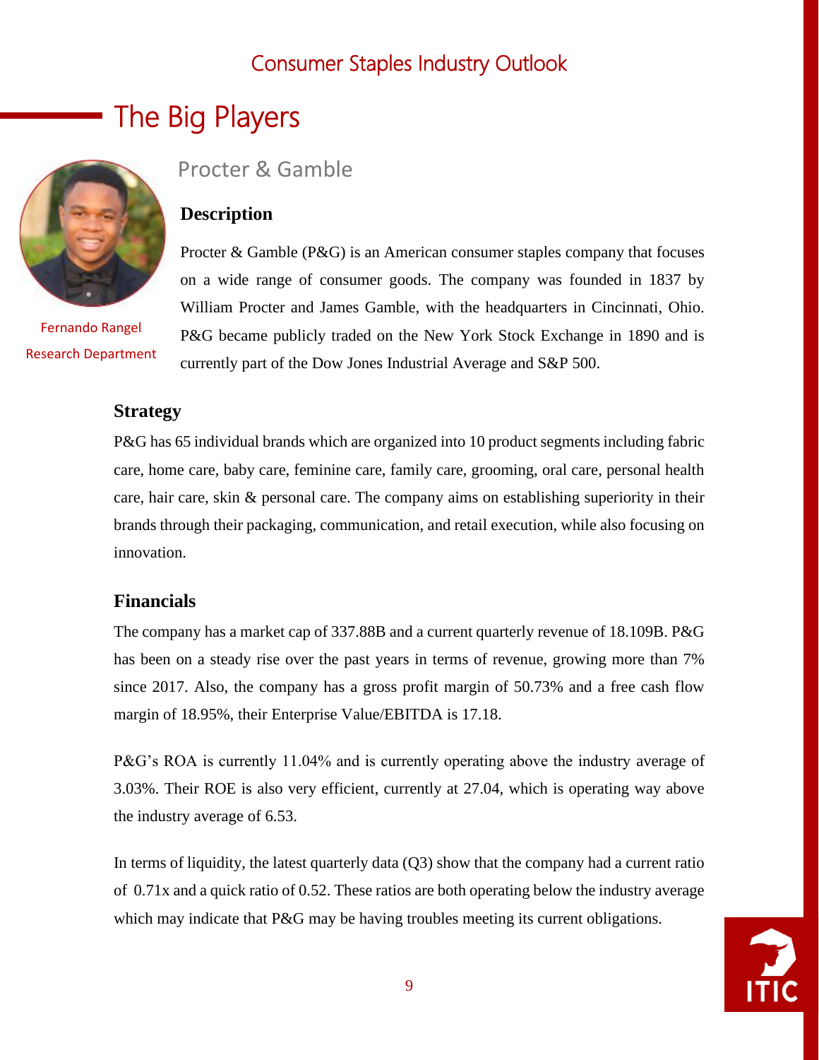## The Big Players

Fernando Rangel
Research Department

### Procter & Gamble

**Description**

Procter & Gamble (P&G) is an American consumer staples company that focuses on a wide range of consumer goods. The company was founded in 1837 by William Procter and James Gamble, with the headquarters in Cincinnati, Ohio. P&G became publicly traded on the New York Stock Exchange in 1890 and is currently part of the Dow Jones Industrial Average and S&P 500.

**Strategy**

P&G has 65 individual brands which are organized into 10 product segments including fabric care, home care, baby care, feminine care, family care, grooming, oral care, personal health care, hair care, skin & personal care. The company aims on establishing superiority in their brands through their packaging, communication, and retail execution, while also focusing on innovation.

**Financials**

The company has a market cap of 337.88B and a current quarterly revenue of 18.109B. P&G has been on a steady rise over the past years in terms of revenue, growing more than 7% since 2017. Also, the company has a gross profit margin of 50.73% and a free cash flow margin of 18.95%, their Enterprise Value/EBITDA is 17.18.

P&G's ROA is currently 11.04% and is currently operating above the industry average of 3.03%. Their ROE is also very efficient, currently at 27.04, which is operating way above the industry average of 6.53.

In terms of liquidity, the latest quarterly data (Q3) show that the company had a current ratio of 0.71x and a quick ratio of 0.52. These ratios are both operating below the industry average which may indicate that P&G may be having troubles meeting its current obligations.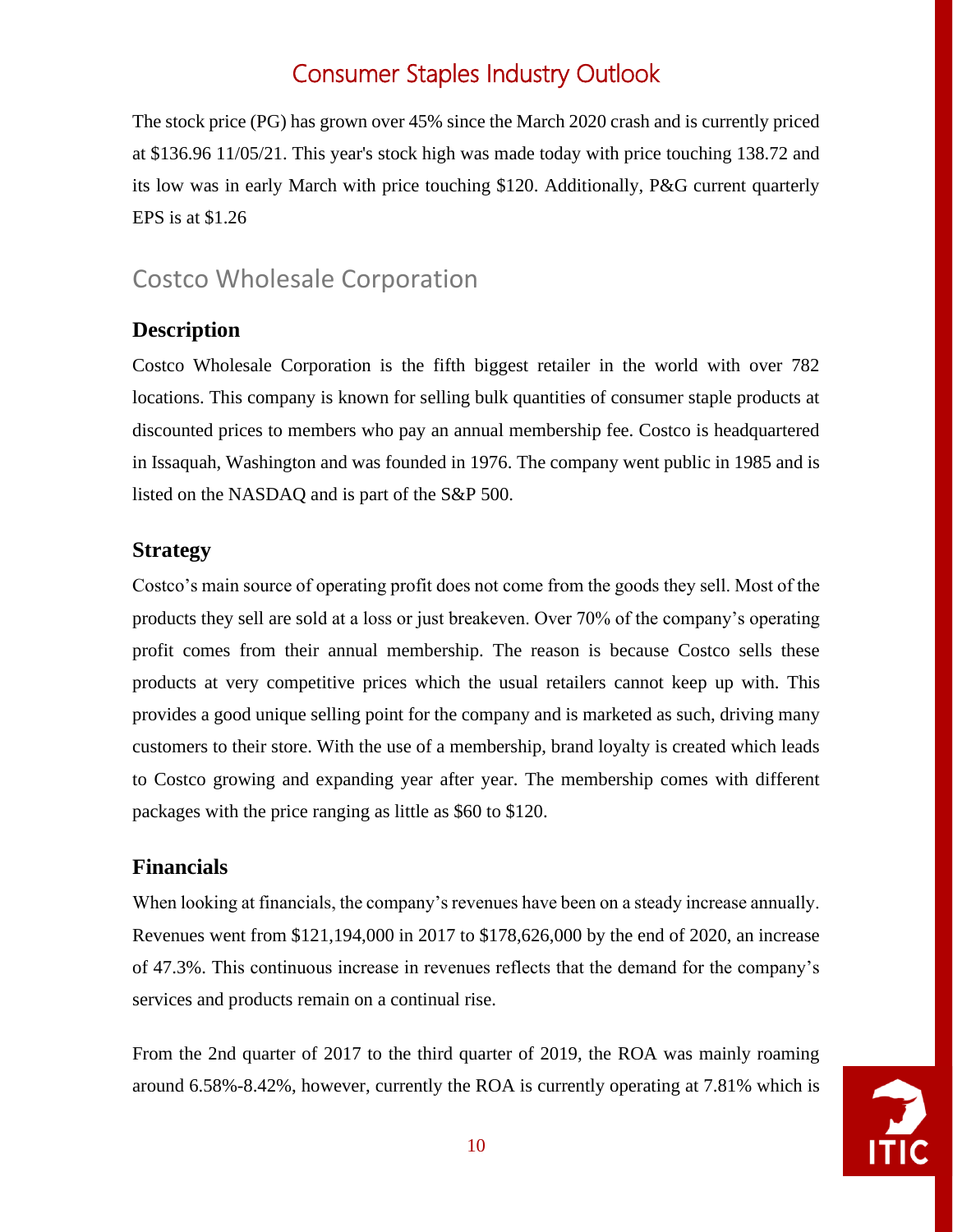The stock price (PG) has grown over 45% since the March 2020 crash and is currently priced at $136.96 11/05/21. This year's stock high was made today with price touching 138.72 and its low was in early March with price touching $120. Additionally, P&G current quarterly EPS is at $1.26

## Costco Wholesale Corporation

### Description

Costco Wholesale Corporation is the fifth biggest retailer in the world with over 782 locations. This company is known for selling bulk quantities of consumer staple products at discounted prices to members who pay an annual membership fee. Costco is headquartered in Issaquah, Washington and was founded in 1976. The company went public in 1985 and is listed on the NASDAQ and is part of the S&P 500.

### Strategy

Costco's main source of operating profit does not come from the goods they sell. Most of the products they sell are sold at a loss or just breakeven. Over 70% of the company's operating profit comes from their annual membership. The reason is because Costco sells these products at very competitive prices which the usual retailers cannot keep up with. This provides a good unique selling point for the company and is marketed as such, driving many customers to their store. With the use of a membership, brand loyalty is created which leads to Costco growing and expanding year after year. The membership comes with different packages with the price ranging as little as $60 to $120.

### Financials

When looking at financials, the company's revenues have been on a steady increase annually. Revenues went from $121,194,000 in 2017 to $178,626,000 by the end of 2020, an increase of 47.3%. This continuous increase in revenues reflects that the demand for the company's services and products remain on a continual rise.

From the 2nd quarter of 2017 to the third quarter of 2019, the ROA was mainly roaming around 6.58%-8.42%, however, currently the ROA is currently operating at 7.81% which is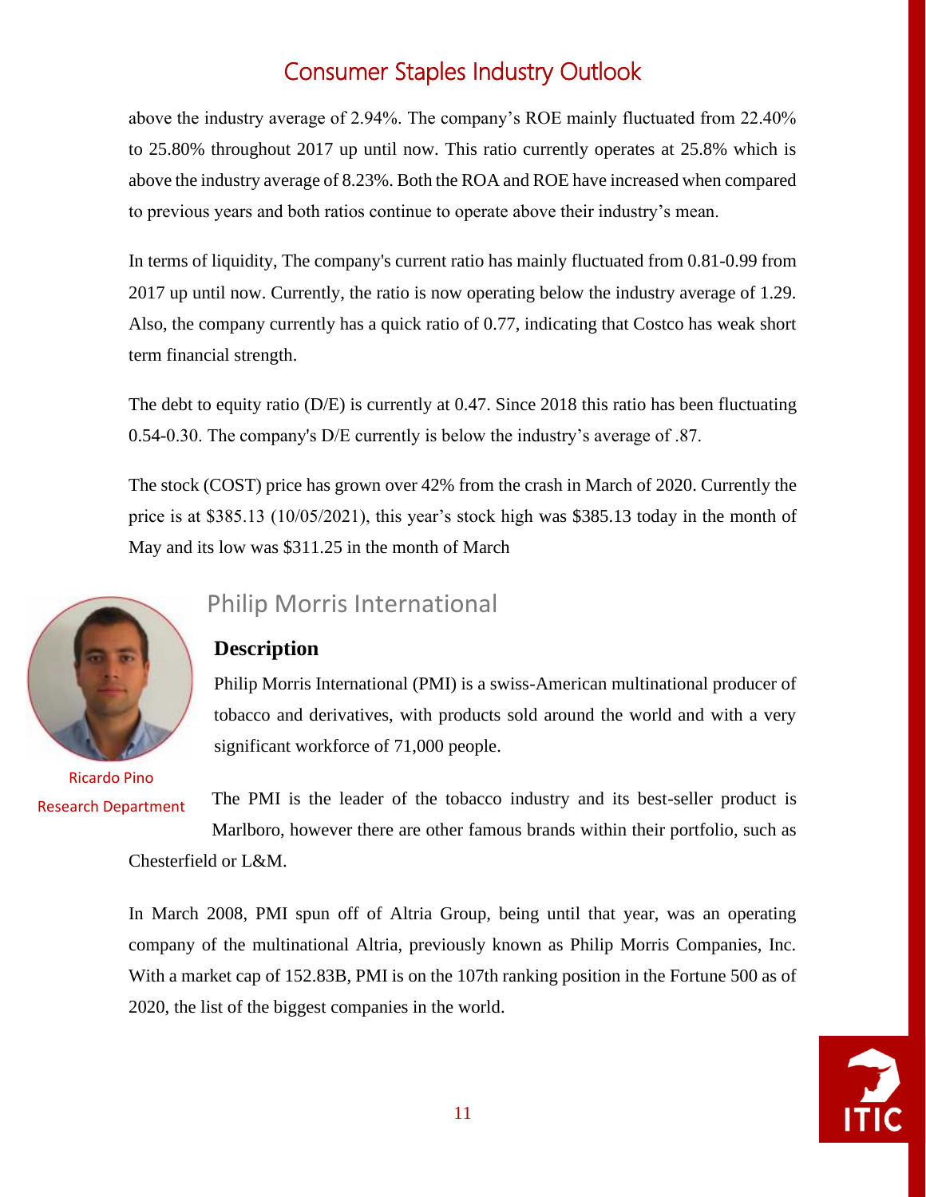above the industry average of 2.94%. The company's ROE mainly fluctuated from 22.40% to 25.80% throughout 2017 up until now. This ratio currently operates at 25.8% which is above the industry average of 8.23%. Both the ROA and ROE have increased when compared to previous years and both ratios continue to operate above their industry's mean.

In terms of liquidity, The company's current ratio has mainly fluctuated from 0.81-0.99 from 2017 up until now. Currently, the ratio is now operating below the industry average of 1.29. Also, the company currently has a quick ratio of 0.77, indicating that Costco has weak short term financial strength.

The debt to equity ratio (D/E) is currently at 0.47. Since 2018 this ratio has been fluctuating 0.54-0.30. The company's D/E currently is below the industry's average of .87.

The stock (COST) price has grown over 42% from the crash in March of 2020. Currently the price is at $385.13 (10/05/2021), this year's stock high was $385.13 today in the month of May and its low was $311.25 in the month of March

## Philip Morris International

Ricardo Pino
Research Department

### Description

Philip Morris International (PMI) is a swiss-American multinational producer of tobacco and derivatives, with products sold around the world and with a very significant workforce of 71,000 people.

The PMI is the leader of the tobacco industry and its best-seller product is Marlboro, however there are other famous brands within their portfolio, such as Chesterfield or L&M.

In March 2008, PMI spun off of Altria Group, being until that year, was an operating company of the multinational Altria, previously known as Philip Morris Companies, Inc. With a market cap of 152.83B, PMI is on the 107th ranking position in the Fortune 500 as of 2020, the list of the biggest companies in the world.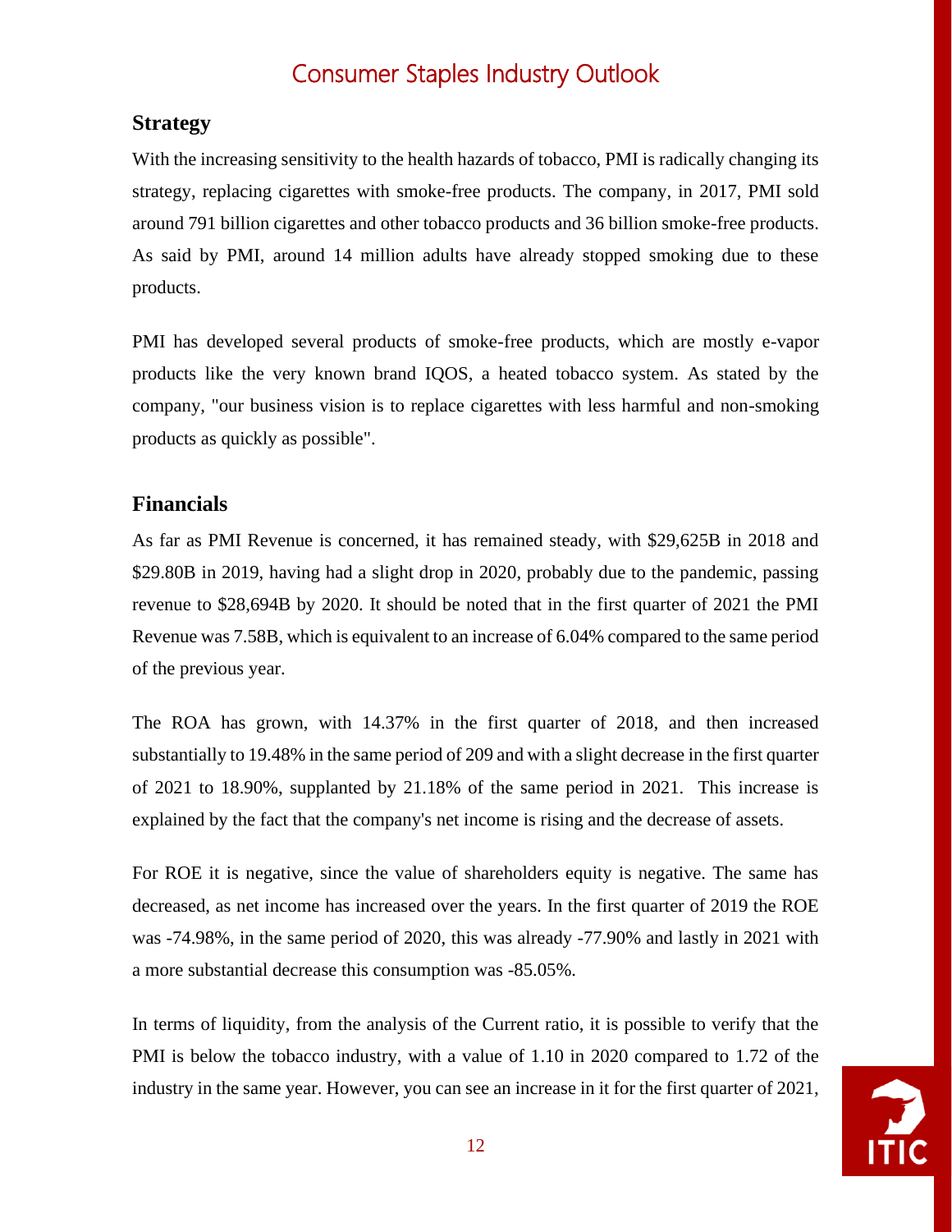## Strategy

With the increasing sensitivity to the health hazards of tobacco, PMI is radically changing its strategy, replacing cigarettes with smoke-free products. The company, in 2017, PMI sold around 791 billion cigarettes and other tobacco products and 36 billion smoke-free products. As said by PMI, around 14 million adults have already stopped smoking due to these products.

PMI has developed several products of smoke-free products, which are mostly e-vapor products like the very known brand IQOS, a heated tobacco system. As stated by the company, "our business vision is to replace cigarettes with less harmful and non-smoking products as quickly as possible".

## Financials

As far as PMI Revenue is concerned, it has remained steady, with $29,625B in 2018 and $29.80B in 2019, having had a slight drop in 2020, probably due to the pandemic, passing revenue to $28,694B by 2020. It should be noted that in the first quarter of 2021 the PMI Revenue was 7.58B, which is equivalent to an increase of 6.04% compared to the same period of the previous year.

The ROA has grown, with 14.37% in the first quarter of 2018, and then increased substantially to 19.48% in the same period of 209 and with a slight decrease in the first quarter of 2021 to 18.90%, supplanted by 21.18% of the same period in 2021. This increase is explained by the fact that the company's net income is rising and the decrease of assets.

For ROE it is negative, since the value of shareholders equity is negative. The same has decreased, as net income has increased over the years. In the first quarter of 2019 the ROE was -74.98%, in the same period of 2020, this was already -77.90% and lastly in 2021 with a more substantial decrease this consumption was -85.05%.

In terms of liquidity, from the analysis of the Current ratio, it is possible to verify that the PMI is below the tobacco industry, with a value of 1.10 in 2020 compared to 1.72 of the industry in the same year. However, you can see an increase in it for the first quarter of 2021,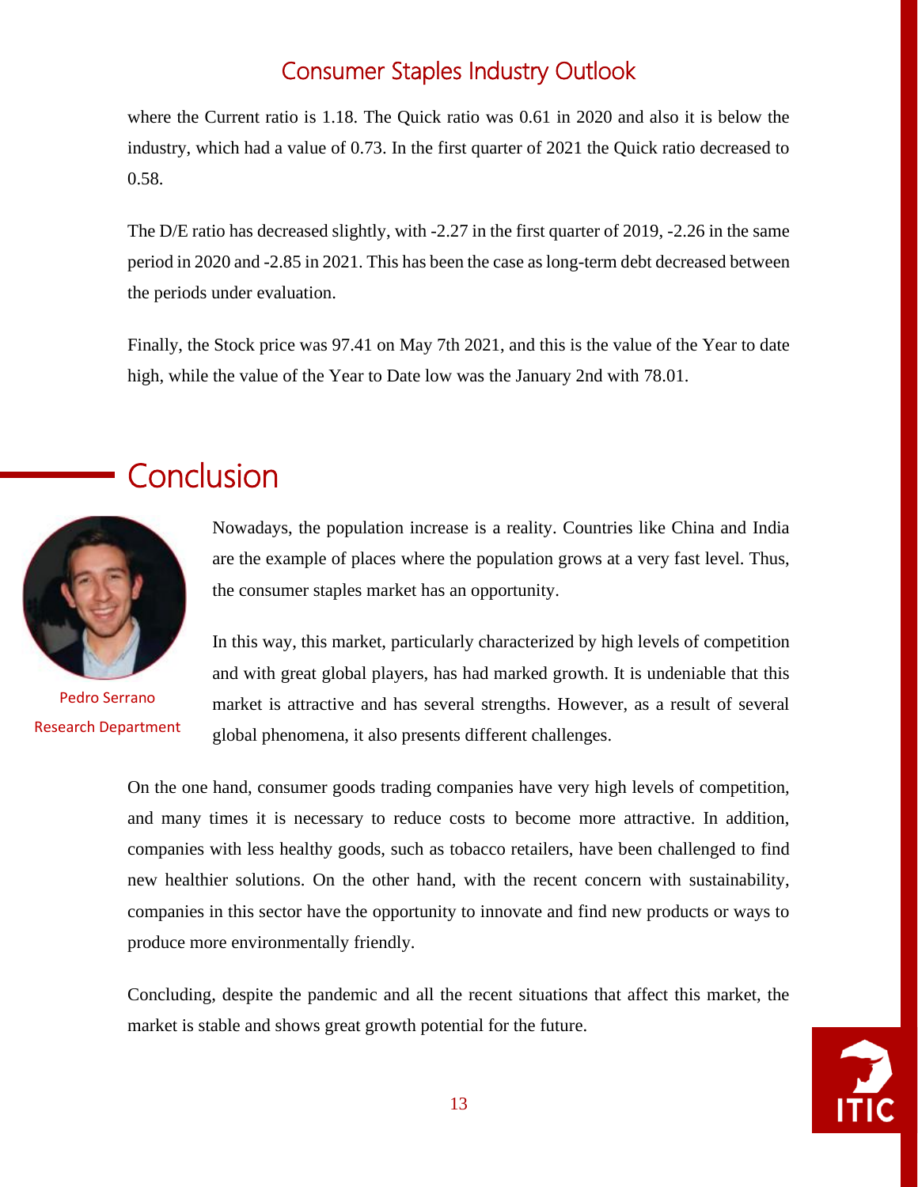where the Current ratio is 1.18. The Quick ratio was 0.61 in 2020 and also it is below the industry, which had a value of 0.73. In the first quarter of 2021 the Quick ratio decreased to 0.58.

The D/E ratio has decreased slightly, with -2.27 in the first quarter of 2019, -2.26 in the same period in 2020 and -2.85 in 2021. This has been the case as long-term debt decreased between the periods under evaluation.

Finally, the Stock price was 97.41 on May 7th 2021, and this is the value of the Year to date high, while the value of the Year to Date low was the January 2nd with 78.01.

# Conclusion

Pedro Serrano
Research Department

Nowadays, the population increase is a reality. Countries like China and India are the example of places where the population grows at a very fast level. Thus, the consumer staples market has an opportunity.

In this way, this market, particularly characterized by high levels of competition and with great global players, has had marked growth. It is undeniable that this market is attractive and has several strengths. However, as a result of several global phenomena, it also presents different challenges.

On the one hand, consumer goods trading companies have very high levels of competition, and many times it is necessary to reduce costs to become more attractive. In addition, companies with less healthy goods, such as tobacco retailers, have been challenged to find new healthier solutions. On the other hand, with the recent concern with sustainability, companies in this sector have the opportunity to innovate and find new products or ways to produce more environmentally friendly.

Concluding, despite the pandemic and all the recent situations that affect this market, the market is stable and shows great growth potential for the future.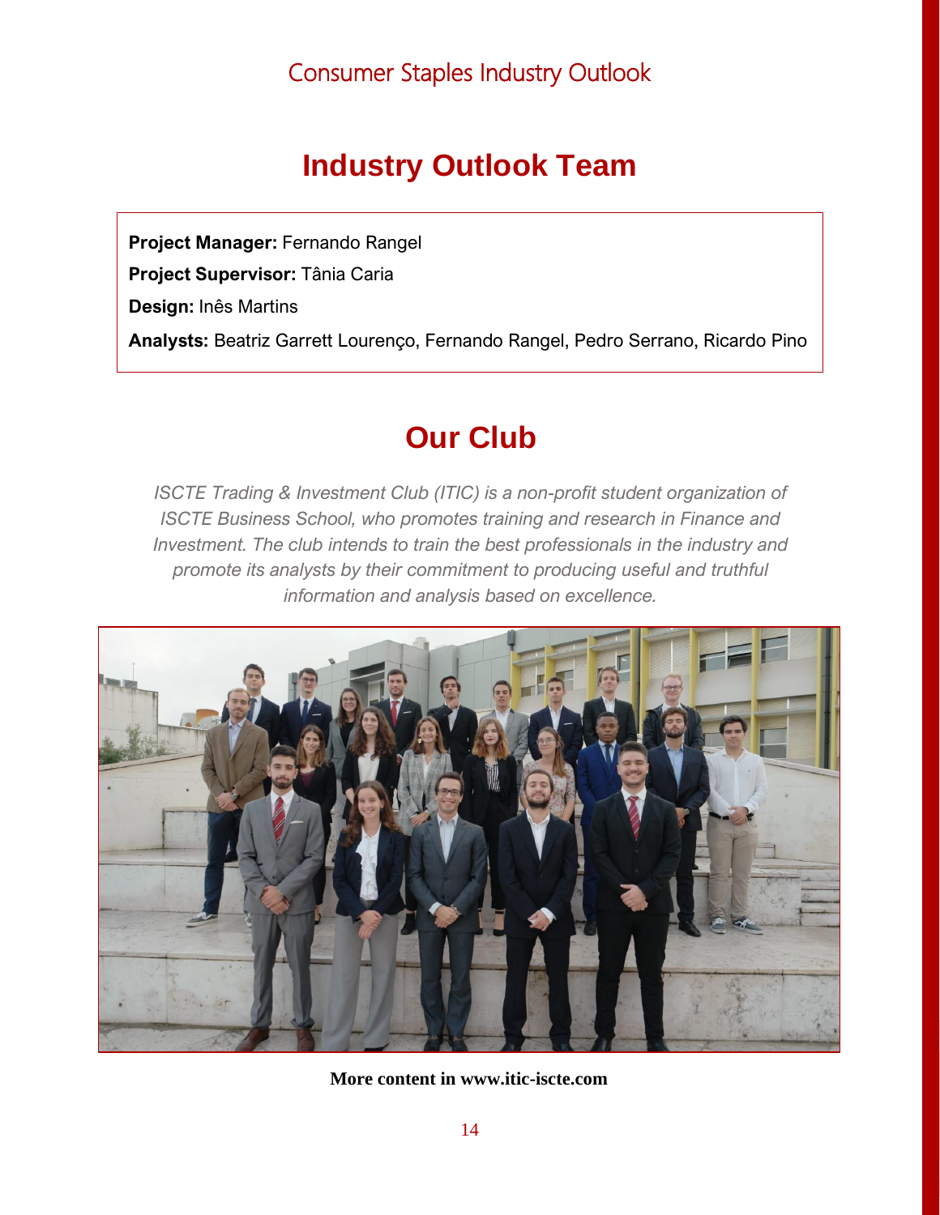# Industry Outlook Team

**Project Manager:** Fernando Rangel

**Project Supervisor:** Tânia Caria

**Design:** Inês Martins

**Analysts:** Beatriz Garrett Lourenço, Fernando Rangel, Pedro Serrano, Ricardo Pino

# Our Club

*ISCTE Trading & Investment Club (ITIC) is a non-profit student organization of ISCTE Business School, who promotes training and research in Finance and Investment. The club intends to train the best professionals in the industry and promote its analysts by their commitment to producing useful and truthful information and analysis based on excellence.*

**More content in www.itic-iscte.com**